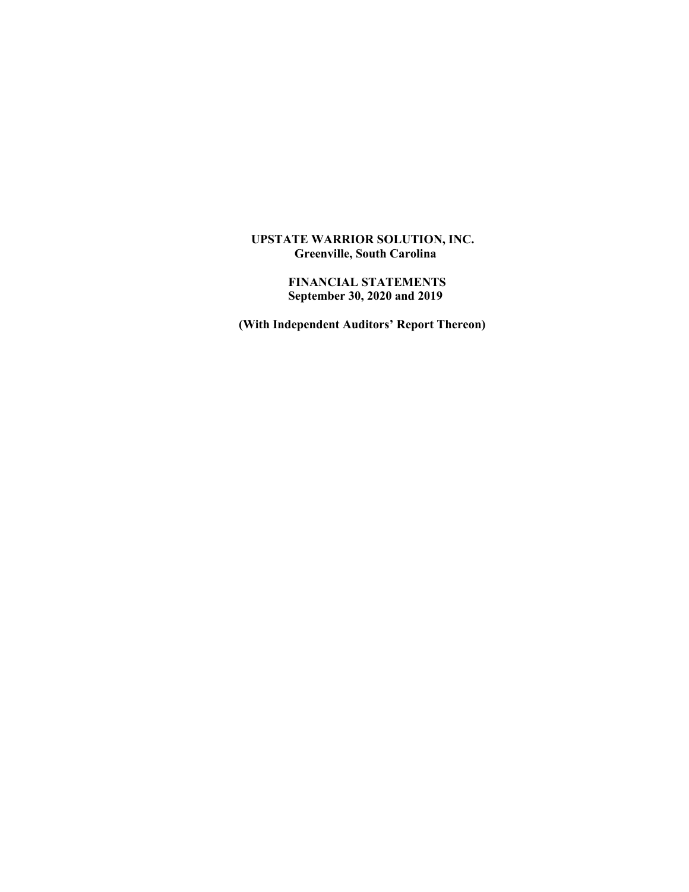# UPSTATE WARRIOR SOLUTION, INC.
**Greenville, South Carolina**

## FINANCIAL STATEMENTS
**September 30, 2020 and 2019**

**(With Independent Auditors' Report Thereon)**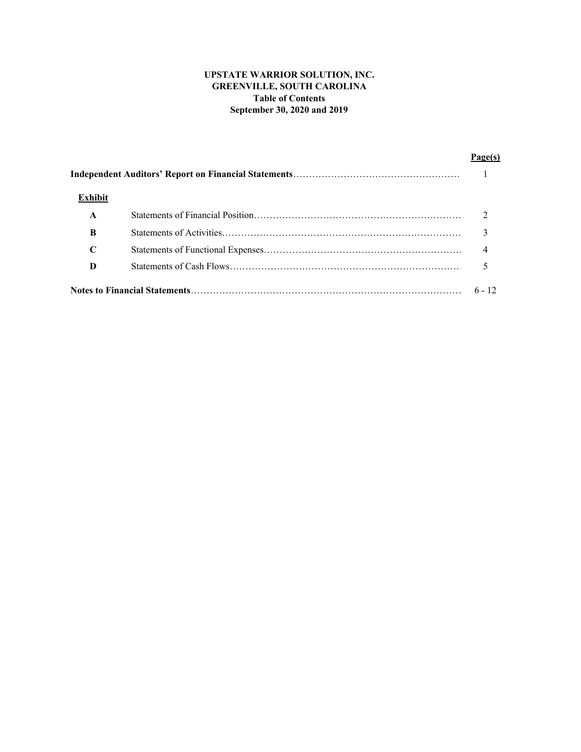**UPSTATE WARRIOR SOLUTION, INC.**
**GREENVILLE, SOUTH CAROLINA**
**Table of Contents**
**September 30, 2020 and 2019**

| | | Page(s) |
|---|---|---|
| **Independent Auditors' Report on Financial Statements** | | 1 |
| **Exhibit** | | |
| **A** | Statements of Financial Position | 2 |
| **B** | Statements of Activities | 3 |
| **C** | Statements of Functional Expenses | 4 |
| **D** | Statements of Cash Flows | 5 |
| **Notes to Financial Statements** | | 6 - 12 |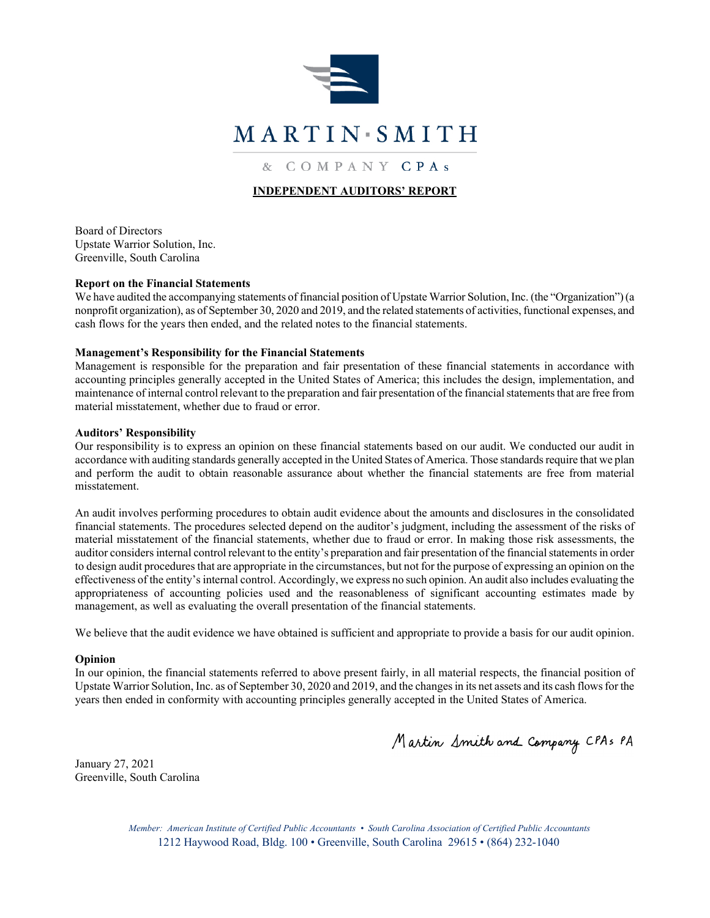MARTIN·SMITH

& COMPANY CPAs

## INDEPENDENT AUDITORS' REPORT

Board of Directors
Upstate Warrior Solution, Inc.
Greenville, South Carolina

**Report on the Financial Statements**

We have audited the accompanying statements of financial position of Upstate Warrior Solution, Inc. (the "Organization") (a nonprofit organization), as of September 30, 2020 and 2019, and the related statements of activities, functional expenses, and cash flows for the years then ended, and the related notes to the financial statements.

**Management's Responsibility for the Financial Statements**

Management is responsible for the preparation and fair presentation of these financial statements in accordance with accounting principles generally accepted in the United States of America; this includes the design, implementation, and maintenance of internal control relevant to the preparation and fair presentation of the financial statements that are free from material misstatement, whether due to fraud or error.

**Auditors' Responsibility**

Our responsibility is to express an opinion on these financial statements based on our audit. We conducted our audit in accordance with auditing standards generally accepted in the United States of America. Those standards require that we plan and perform the audit to obtain reasonable assurance about whether the financial statements are free from material misstatement.

An audit involves performing procedures to obtain audit evidence about the amounts and disclosures in the consolidated financial statements. The procedures selected depend on the auditor's judgment, including the assessment of the risks of material misstatement of the financial statements, whether due to fraud or error. In making those risk assessments, the auditor considers internal control relevant to the entity's preparation and fair presentation of the financial statements in order to design audit procedures that are appropriate in the circumstances, but not for the purpose of expressing an opinion on the effectiveness of the entity's internal control. Accordingly, we express no such opinion. An audit also includes evaluating the appropriateness of accounting policies used and the reasonableness of significant accounting estimates made by management, as well as evaluating the overall presentation of the financial statements.

We believe that the audit evidence we have obtained is sufficient and appropriate to provide a basis for our audit opinion.

**Opinion**

In our opinion, the financial statements referred to above present fairly, in all material respects, the financial position of Upstate Warrior Solution, Inc. as of September 30, 2020 and 2019, and the changes in its net assets and its cash flows for the years then ended in conformity with accounting principles generally accepted in the United States of America.

Martin Smith and Company CPAs PA

January 27, 2021
Greenville, South Carolina

*Member: American Institute of Certified Public Accountants • South Carolina Association of Certified Public Accountants*
1212 Haywood Road, Bldg. 100 • Greenville, South Carolina 29615 • (864) 232-1040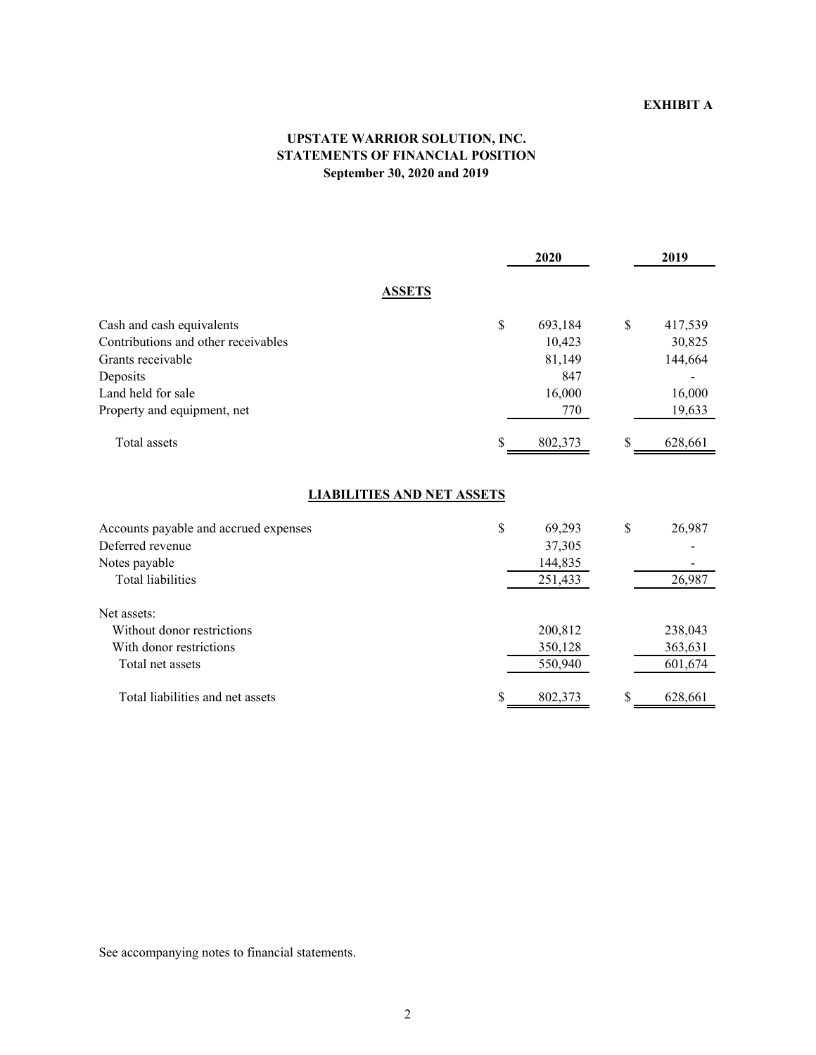**EXHIBIT A**

# UPSTATE WARRIOR SOLUTION, INC.
## STATEMENTS OF FINANCIAL POSITION
### September 30, 2020 and 2019

| | 2020 | 2019 |
|---|---|---|
| **ASSETS** | | |
| Cash and cash equivalents | $ 693,184 | $ 417,539 |
| Contributions and other receivables | 10,423 | 30,825 |
| Grants receivable | 81,149 | 144,664 |
| Deposits | 847 | - |
| Land held for sale | 16,000 | 16,000 |
| Property and equipment, net | 770 | 19,633 |
| Total assets | $ 802,373 | $ 628,661 |
| **LIABILITIES AND NET ASSETS** | | |
| Accounts payable and accrued expenses | $ 69,293 | $ 26,987 |
| Deferred revenue | 37,305 | - |
| Notes payable | 144,835 | - |
| Total liabilities | 251,433 | 26,987 |
| Net assets: | | |
| Without donor restrictions | 200,812 | 238,043 |
| With donor restrictions | 350,128 | 363,631 |
| Total net assets | 550,940 | 601,674 |
| Total liabilities and net assets | $ 802,373 | $ 628,661 |

See accompanying notes to financial statements.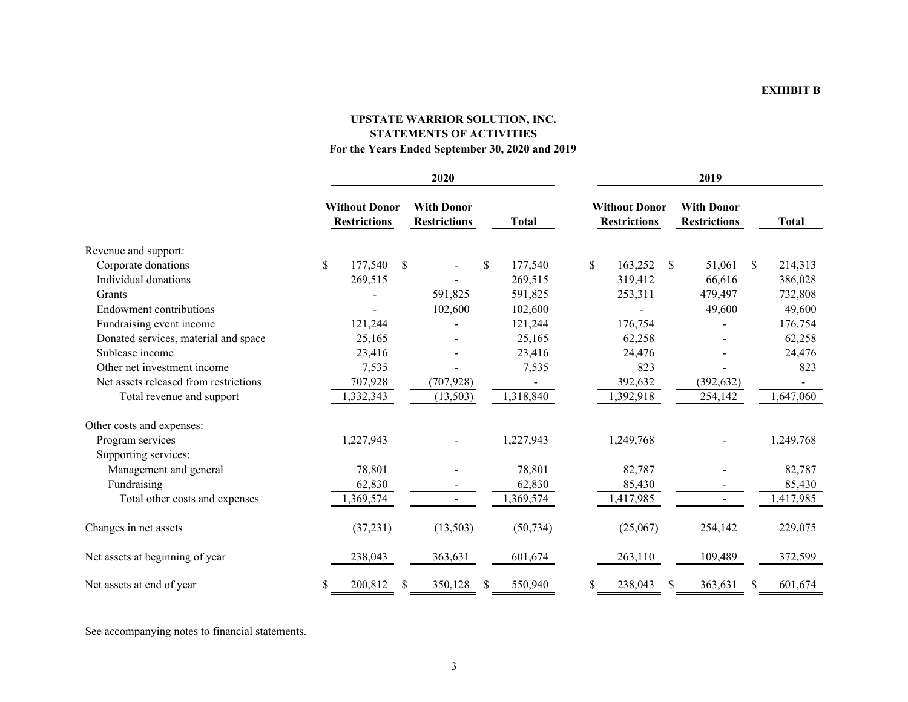**EXHIBIT B**

# UPSTATE WARRIOR SOLUTION, INC.
## STATEMENTS OF ACTIVITIES
### For the Years Ended September 30, 2020 and 2019

| | 2020 | | | 2019 | | |
|---|---|---|---|---|---|---|
| | **Without Donor Restrictions** | **With Donor Restrictions** | **Total** | **Without Donor Restrictions** | **With Donor Restrictions** | **Total** |
| Revenue and support: | | | | | | |
| Corporate donations | $ 177,540 | $ - | $ 177,540 | $ 163,252 | $ 51,061 | $ 214,313 |
| Individual donations | 269,515 | - | 269,515 | 319,412 | 66,616 | 386,028 |
| Grants | - | 591,825 | 591,825 | 253,311 | 479,497 | 732,808 |
| Endowment contributions | - | 102,600 | 102,600 | - | 49,600 | 49,600 |
| Fundraising event income | 121,244 | - | 121,244 | 176,754 | - | 176,754 |
| Donated services, material and space | 25,165 | - | 25,165 | 62,258 | - | 62,258 |
| Sublease income | 23,416 | - | 23,416 | 24,476 | - | 24,476 |
| Other net investment income | 7,535 | - | 7,535 | 823 | - | 823 |
| Net assets released from restrictions | 707,928 | (707,928) | - | 392,632 | (392,632) | - |
| Total revenue and support | 1,332,343 | (13,503) | 1,318,840 | 1,392,918 | 254,142 | 1,647,060 |
| Other costs and expenses: | | | | | | |
| Program services | 1,227,943 | - | 1,227,943 | 1,249,768 | - | 1,249,768 |
| Supporting services: | | | | | | |
| Management and general | 78,801 | - | 78,801 | 82,787 | - | 82,787 |
| Fundraising | 62,830 | - | 62,830 | 85,430 | - | 85,430 |
| Total other costs and expenses | 1,369,574 | - | 1,369,574 | 1,417,985 | - | 1,417,985 |
| Changes in net assets | (37,231) | (13,503) | (50,734) | (25,067) | 254,142 | 229,075 |
| Net assets at beginning of year | 238,043 | 363,631 | 601,674 | 263,110 | 109,489 | 372,599 |
| Net assets at end of year | $ 200,812 | $ 350,128 | $ 550,940 | $ 238,043 | $ 363,631 | $ 601,674 |

See accompanying notes to financial statements.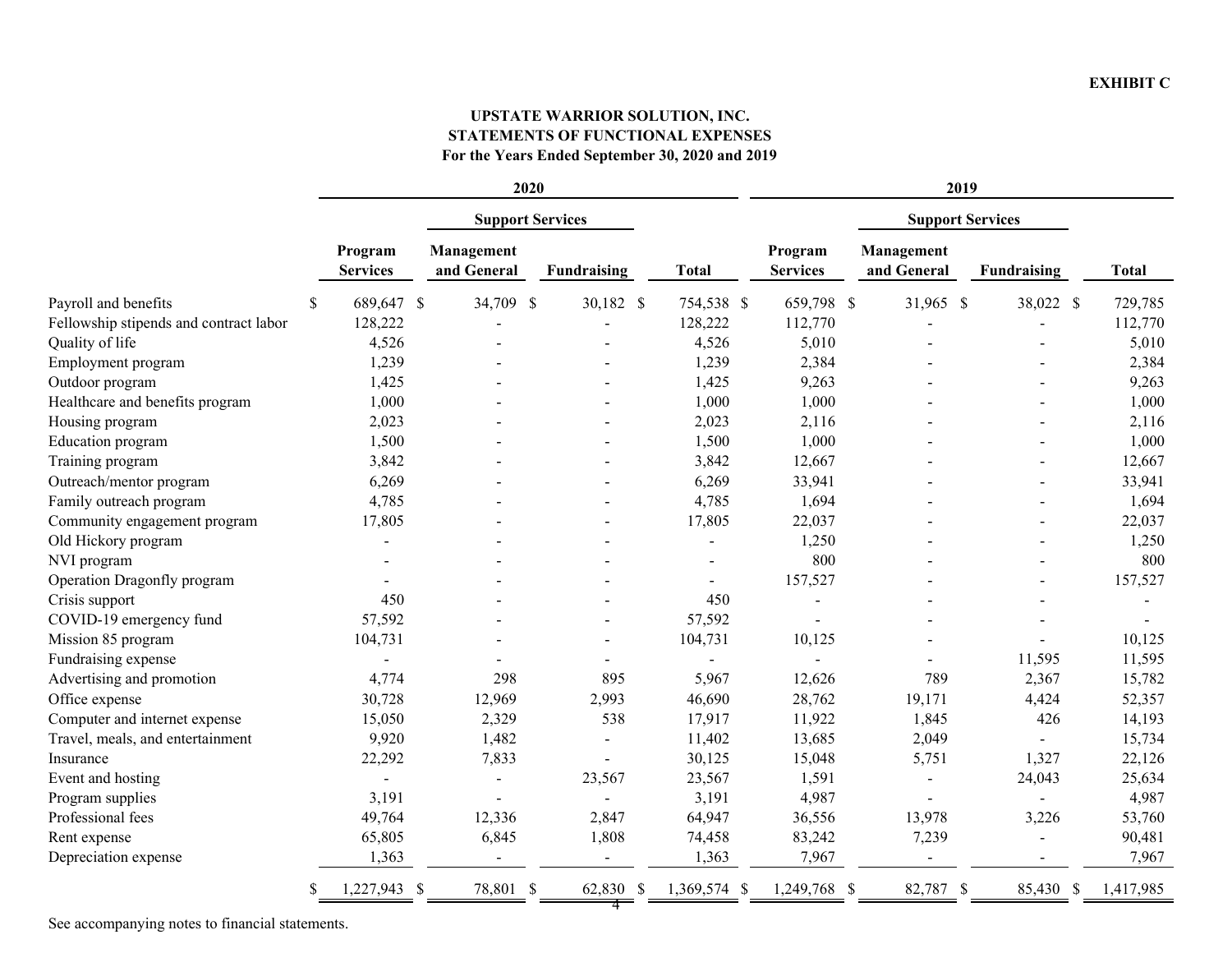**EXHIBIT C**

**UPSTATE WARRIOR SOLUTION, INC.**
**STATEMENTS OF FUNCTIONAL EXPENSES**
**For the Years Ended September 30, 2020 and 2019**

| | 2020 | | | | 2019 | | | |
|---|---|---|---|---|---|---|---|---|
| | | Support Services | | | | Support Services | | |
| | Program Services | Management and General | Fundraising | Total | Program Services | Management and General | Fundraising | Total |
| Payroll and benefits | $ 689,647 | $ 34,709 | $ 30,182 | $ 754,538 | $ 659,798 | $ 31,965 | $ 38,022 | $ 729,785 |
| Fellowship stipends and contract labor | 128,222 | - | - | 128,222 | 112,770 | - | - | 112,770 |
| Quality of life | 4,526 | - | - | 4,526 | 5,010 | - | - | 5,010 |
| Employment program | 1,239 | - | - | 1,239 | 2,384 | - | - | 2,384 |
| Outdoor program | 1,425 | - | - | 1,425 | 9,263 | - | - | 9,263 |
| Healthcare and benefits program | 1,000 | - | - | 1,000 | 1,000 | - | - | 1,000 |
| Housing program | 2,023 | - | - | 2,023 | 2,116 | - | - | 2,116 |
| Education program | 1,500 | - | - | 1,500 | 1,000 | - | - | 1,000 |
| Training program | 3,842 | - | - | 3,842 | 12,667 | - | - | 12,667 |
| Outreach/mentor program | 6,269 | - | - | 6,269 | 33,941 | - | - | 33,941 |
| Family outreach program | 4,785 | - | - | 4,785 | 1,694 | - | - | 1,694 |
| Community engagement program | 17,805 | - | - | 17,805 | 22,037 | - | - | 22,037 |
| Old Hickory program | - | - | - | - | 1,250 | - | - | 1,250 |
| NVI program | - | - | - | - | 800 | - | - | 800 |
| Operation Dragonfly program | - | - | - | - | 157,527 | - | - | 157,527 |
| Crisis support | 450 | - | - | 450 | - | - | - | - |
| COVID-19 emergency fund | 57,592 | - | - | 57,592 | - | - | - | - |
| Mission 85 program | 104,731 | - | - | 104,731 | 10,125 | - | - | 10,125 |
| Fundraising expense | - | - | - | - | - | - | 11,595 | 11,595 |
| Advertising and promotion | 4,774 | 298 | 895 | 5,967 | 12,626 | 789 | 2,367 | 15,782 |
| Office expense | 30,728 | 12,969 | 2,993 | 46,690 | 28,762 | 19,171 | 4,424 | 52,357 |
| Computer and internet expense | 15,050 | 2,329 | 538 | 17,917 | 11,922 | 1,845 | 426 | 14,193 |
| Travel, meals, and entertainment | 9,920 | 1,482 | - | 11,402 | 13,685 | 2,049 | - | 15,734 |
| Insurance | 22,292 | 7,833 | - | 30,125 | 15,048 | 5,751 | 1,327 | 22,126 |
| Event and hosting | - | - | 23,567 | 23,567 | 1,591 | - | 24,043 | 25,634 |
| Program supplies | 3,191 | - | - | 3,191 | 4,987 | - | - | 4,987 |
| Professional fees | 49,764 | 12,336 | 2,847 | 64,947 | 36,556 | 13,978 | 3,226 | 53,760 |
| Rent expense | 65,805 | 6,845 | 1,808 | 74,458 | 83,242 | 7,239 | - | 90,481 |
| Depreciation expense | 1,363 | - | - | 1,363 | 7,967 | - | - | 7,967 |
| | $ 1,227,943 | $ 78,801 | $ 62,830 | $ 1,369,574 | $ 1,249,768 | $ 82,787 | $ 85,430 | $ 1,417,985 |

See accompanying notes to financial statements.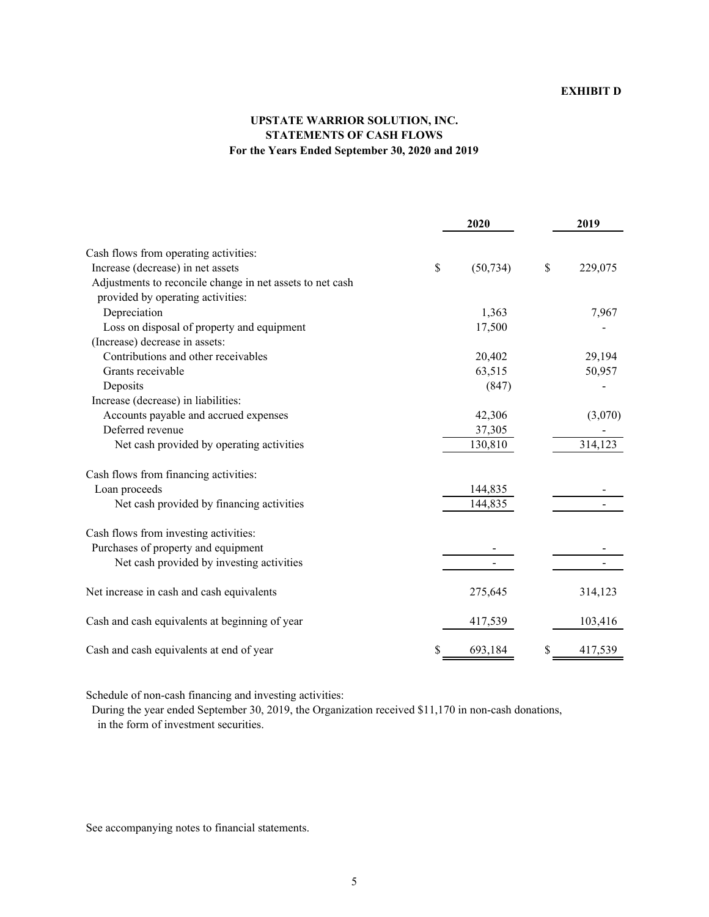**EXHIBIT D**

# UPSTATE WARRIOR SOLUTION, INC.
## STATEMENTS OF CASH FLOWS
### For the Years Ended September 30, 2020 and 2019

| | 2020 | 2019 |
|---|---|---|
| Cash flows from operating activities: | | |
| Increase (decrease) in net assets | $ (50,734) | $ 229,075 |
| Adjustments to reconcile change in net assets to net cash provided by operating activities: | | |
| Depreciation | 1,363 | 7,967 |
| Loss on disposal of property and equipment | 17,500 | - |
| (Increase) decrease in assets: | | |
| Contributions and other receivables | 20,402 | 29,194 |
| Grants receivable | 63,515 | 50,957 |
| Deposits | (847) | - |
| Increase (decrease) in liabilities: | | |
| Accounts payable and accrued expenses | 42,306 | (3,070) |
| Deferred revenue | 37,305 | - |
| Net cash provided by operating activities | 130,810 | 314,123 |
| Cash flows from financing activities: | | |
| Loan proceeds | 144,835 | - |
| Net cash provided by financing activities | 144,835 | - |
| Cash flows from investing activities: | | |
| Purchases of property and equipment | - | - |
| Net cash provided by investing activities | - | - |
| Net increase in cash and cash equivalents | 275,645 | 314,123 |
| Cash and cash equivalents at beginning of year | 417,539 | 103,416 |
| Cash and cash equivalents at end of year | $ 693,184 | $ 417,539 |

Schedule of non-cash financing and investing activities:
During the year ended September 30, 2019, the Organization received $11,170 in non-cash donations, in the form of investment securities.

See accompanying notes to financial statements.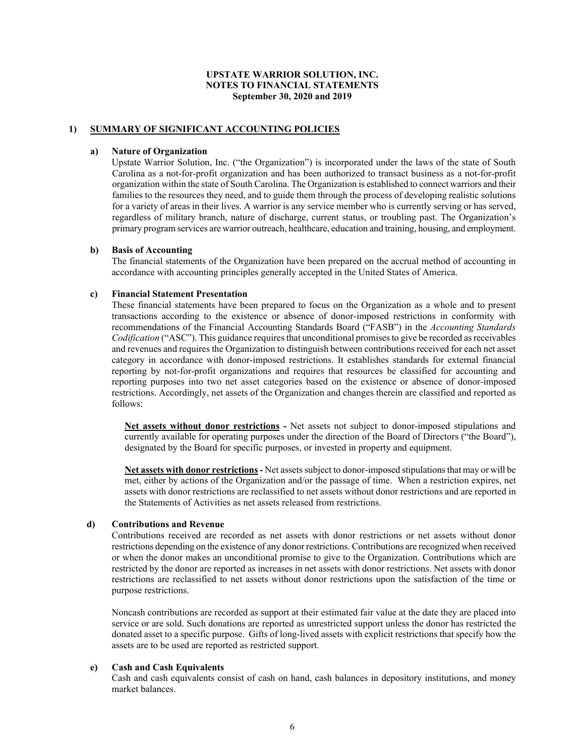# UPSTATE WARRIOR SOLUTION, INC.
## NOTES TO FINANCIAL STATEMENTS
### September 30, 2020 and 2019

## 1) SUMMARY OF SIGNIFICANT ACCOUNTING POLICIES

**a) Nature of Organization**

Upstate Warrior Solution, Inc. ("the Organization") is incorporated under the laws of the state of South Carolina as a not-for-profit organization and has been authorized to transact business as a not-for-profit organization within the state of South Carolina. The Organization is established to connect warriors and their families to the resources they need, and to guide them through the process of developing realistic solutions for a variety of areas in their lives. A warrior is any service member who is currently serving or has served, regardless of military branch, nature of discharge, current status, or troubling past. The Organization's primary program services are warrior outreach, healthcare, education and training, housing, and employment.

**b) Basis of Accounting**

The financial statements of the Organization have been prepared on the accrual method of accounting in accordance with accounting principles generally accepted in the United States of America.

**c) Financial Statement Presentation**

These financial statements have been prepared to focus on the Organization as a whole and to present transactions according to the existence or absence of donor-imposed restrictions in conformity with recommendations of the Financial Accounting Standards Board ("FASB") in the *Accounting Standards Codification* ("ASC"). This guidance requires that unconditional promises to give be recorded as receivables and revenues and requires the Organization to distinguish between contributions received for each net asset category in accordance with donor-imposed restrictions. It establishes standards for external financial reporting by not-for-profit organizations and requires that resources be classified for accounting and reporting purposes into two net asset categories based on the existence or absence of donor-imposed restrictions. Accordingly, net assets of the Organization and changes therein are classified and reported as follows:

**Net assets without donor restrictions -** Net assets not subject to donor-imposed stipulations and currently available for operating purposes under the direction of the Board of Directors ("the Board"), designated by the Board for specific purposes, or invested in property and equipment.

**Net assets with donor restrictions -** Net assets subject to donor-imposed stipulations that may or will be met, either by actions of the Organization and/or the passage of time. When a restriction expires, net assets with donor restrictions are reclassified to net assets without donor restrictions and are reported in the Statements of Activities as net assets released from restrictions.

**d) Contributions and Revenue**

Contributions received are recorded as net assets with donor restrictions or net assets without donor restrictions depending on the existence of any donor restrictions. Contributions are recognized when received or when the donor makes an unconditional promise to give to the Organization. Contributions which are restricted by the donor are reported as increases in net assets with donor restrictions. Net assets with donor restrictions are reclassified to net assets without donor restrictions upon the satisfaction of the time or purpose restrictions.

Noncash contributions are recorded as support at their estimated fair value at the date they are placed into service or are sold. Such donations are reported as unrestricted support unless the donor has restricted the donated asset to a specific purpose. Gifts of long-lived assets with explicit restrictions that specify how the assets are to be used are reported as restricted support.

**e) Cash and Cash Equivalents**

Cash and cash equivalents consist of cash on hand, cash balances in depository institutions, and money market balances.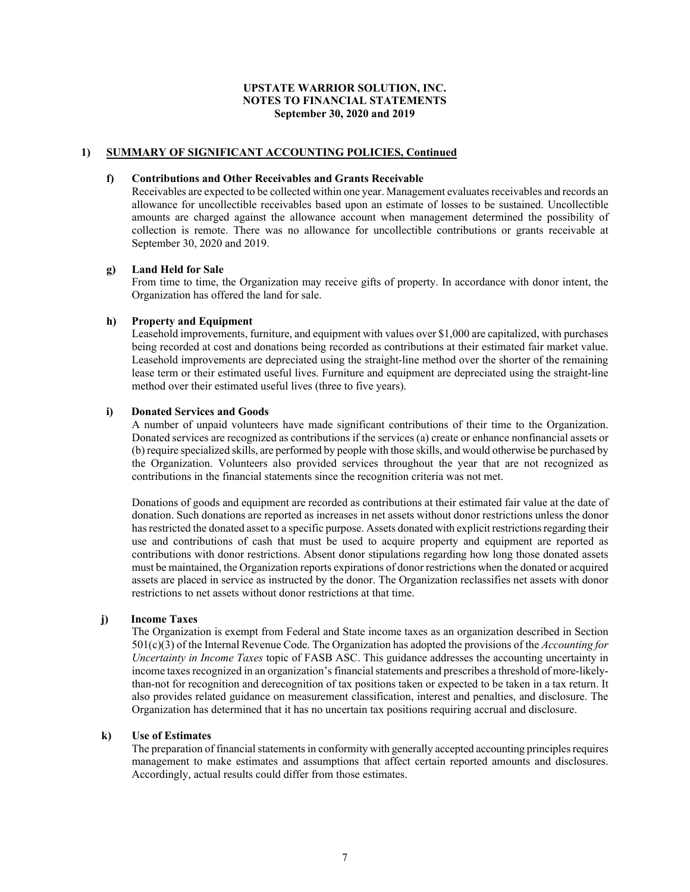## 1) SUMMARY OF SIGNIFICANT ACCOUNTING POLICIES, Continued

### f) Contributions and Other Receivables and Grants Receivable

Receivables are expected to be collected within one year. Management evaluates receivables and records an allowance for uncollectible receivables based upon an estimate of losses to be sustained. Uncollectible amounts are charged against the allowance account when management determined the possibility of collection is remote. There was no allowance for uncollectible contributions or grants receivable at September 30, 2020 and 2019.

### g) Land Held for Sale

From time to time, the Organization may receive gifts of property. In accordance with donor intent, the Organization has offered the land for sale.

### h) Property and Equipment

Leasehold improvements, furniture, and equipment with values over $1,000 are capitalized, with purchases being recorded at cost and donations being recorded as contributions at their estimated fair market value. Leasehold improvements are depreciated using the straight-line method over the shorter of the remaining lease term or their estimated useful lives. Furniture and equipment are depreciated using the straight-line method over their estimated useful lives (three to five years).

### i) Donated Services and Goods

A number of unpaid volunteers have made significant contributions of their time to the Organization. Donated services are recognized as contributions if the services (a) create or enhance nonfinancial assets or (b) require specialized skills, are performed by people with those skills, and would otherwise be purchased by the Organization. Volunteers also provided services throughout the year that are not recognized as contributions in the financial statements since the recognition criteria was not met.

Donations of goods and equipment are recorded as contributions at their estimated fair value at the date of donation. Such donations are reported as increases in net assets without donor restrictions unless the donor has restricted the donated asset to a specific purpose. Assets donated with explicit restrictions regarding their use and contributions of cash that must be used to acquire property and equipment are reported as contributions with donor restrictions. Absent donor stipulations regarding how long those donated assets must be maintained, the Organization reports expirations of donor restrictions when the donated or acquired assets are placed in service as instructed by the donor. The Organization reclassifies net assets with donor restrictions to net assets without donor restrictions at that time.

### j) Income Taxes

The Organization is exempt from Federal and State income taxes as an organization described in Section 501(c)(3) of the Internal Revenue Code. The Organization has adopted the provisions of the *Accounting for Uncertainty in Income Taxes* topic of FASB ASC. This guidance addresses the accounting uncertainty in income taxes recognized in an organization's financial statements and prescribes a threshold of more-likely-than-not for recognition and derecognition of tax positions taken or expected to be taken in a tax return. It also provides related guidance on measurement classification, interest and penalties, and disclosure. The Organization has determined that it has no uncertain tax positions requiring accrual and disclosure.

### k) Use of Estimates

The preparation of financial statements in conformity with generally accepted accounting principles requires management to make estimates and assumptions that affect certain reported amounts and disclosures. Accordingly, actual results could differ from those estimates.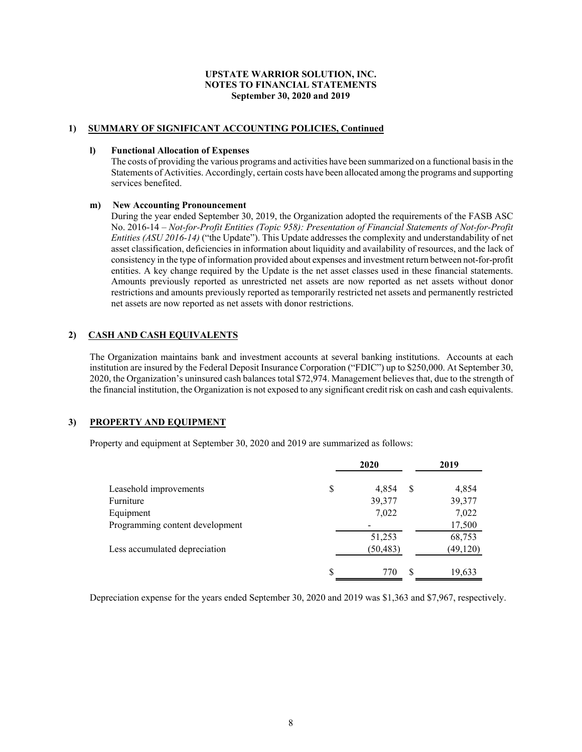**UPSTATE WARRIOR SOLUTION, INC.**
**NOTES TO FINANCIAL STATEMENTS**
**September 30, 2020 and 2019**

## 1) SUMMARY OF SIGNIFICANT ACCOUNTING POLICIES, Continued

### l) Functional Allocation of Expenses

The costs of providing the various programs and activities have been summarized on a functional basis in the Statements of Activities. Accordingly, certain costs have been allocated among the programs and supporting services benefited.

### m) New Accounting Pronouncement

During the year ended September 30, 2019, the Organization adopted the requirements of the FASB ASC No. 2016-14 – *Not-for-Profit Entities (Topic 958): Presentation of Financial Statements of Not-for-Profit Entities (ASU 2016-14)* ("the Update"). This Update addresses the complexity and understandability of net asset classification, deficiencies in information about liquidity and availability of resources, and the lack of consistency in the type of information provided about expenses and investment return between not-for-profit entities. A key change required by the Update is the net asset classes used in these financial statements. Amounts previously reported as unrestricted net assets are now reported as net assets without donor restrictions and amounts previously reported as temporarily restricted net assets and permanently restricted net assets are now reported as net assets with donor restrictions.

## 2) CASH AND CASH EQUIVALENTS

The Organization maintains bank and investment accounts at several banking institutions. Accounts at each institution are insured by the Federal Deposit Insurance Corporation ("FDIC") up to $250,000. At September 30, 2020, the Organization's uninsured cash balances total $72,974. Management believes that, due to the strength of the financial institution, the Organization is not exposed to any significant credit risk on cash and cash equivalents.

## 3) PROPERTY AND EQUIPMENT

Property and equipment at September 30, 2020 and 2019 are summarized as follows:

| | 2020 | 2019 |
|---|---|---|
| Leasehold improvements | $ 4,854 | $ 4,854 |
| Furniture | 39,377 | 39,377 |
| Equipment | 7,022 | 7,022 |
| Programming content development | - | 17,500 |
| | 51,253 | 68,753 |
| Less accumulated depreciation | (50,483) | (49,120) |
| | $ 770 | $ 19,633 |

Depreciation expense for the years ended September 30, 2020 and 2019 was $1,363 and $7,967, respectively.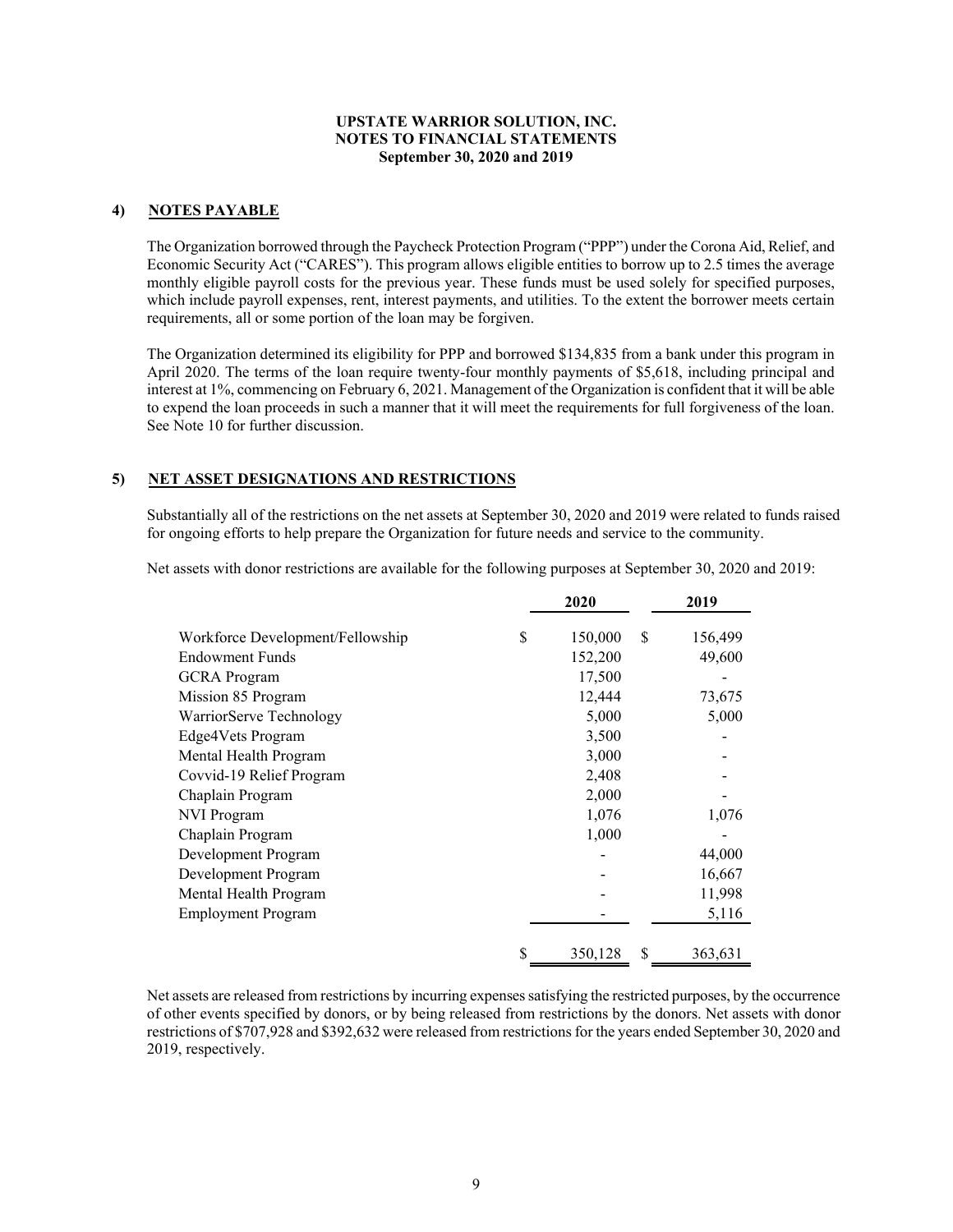**UPSTATE WARRIOR SOLUTION, INC.**
**NOTES TO FINANCIAL STATEMENTS**
**September 30, 2020 and 2019**

## 4) NOTES PAYABLE

The Organization borrowed through the Paycheck Protection Program ("PPP") under the Corona Aid, Relief, and Economic Security Act ("CARES"). This program allows eligible entities to borrow up to 2.5 times the average monthly eligible payroll costs for the previous year. These funds must be used solely for specified purposes, which include payroll expenses, rent, interest payments, and utilities. To the extent the borrower meets certain requirements, all or some portion of the loan may be forgiven.

The Organization determined its eligibility for PPP and borrowed $134,835 from a bank under this program in April 2020. The terms of the loan require twenty-four monthly payments of $5,618, including principal and interest at 1%, commencing on February 6, 2021. Management of the Organization is confident that it will be able to expend the loan proceeds in such a manner that it will meet the requirements for full forgiveness of the loan. See Note 10 for further discussion.

## 5) NET ASSET DESIGNATIONS AND RESTRICTIONS

Substantially all of the restrictions on the net assets at September 30, 2020 and 2019 were related to funds raised for ongoing efforts to help prepare the Organization for future needs and service to the community.

Net assets with donor restrictions are available for the following purposes at September 30, 2020 and 2019:

| | 2020 | 2019 |
|---|---|---|
| Workforce Development/Fellowship | $ 150,000 | $ 156,499 |
| Endowment Funds | 152,200 | 49,600 |
| GCRA Program | 17,500 | - |
| Mission 85 Program | 12,444 | 73,675 |
| WarriorServe Technology | 5,000 | 5,000 |
| Edge4Vets Program | 3,500 | - |
| Mental Health Program | 3,000 | - |
| Covvid-19 Relief Program | 2,408 | - |
| Chaplain Program | 2,000 | - |
| NVI Program | 1,076 | 1,076 |
| Chaplain Program | 1,000 | - |
| Development Program | - | 44,000 |
| Development Program | - | 16,667 |
| Mental Health Program | - | 11,998 |
| Employment Program | - | 5,116 |
| | $ 350,128 | $ 363,631 |

Net assets are released from restrictions by incurring expenses satisfying the restricted purposes, by the occurrence of other events specified by donors, or by being released from restrictions by the donors. Net assets with donor restrictions of $707,928 and $392,632 were released from restrictions for the years ended September 30, 2020 and 2019, respectively.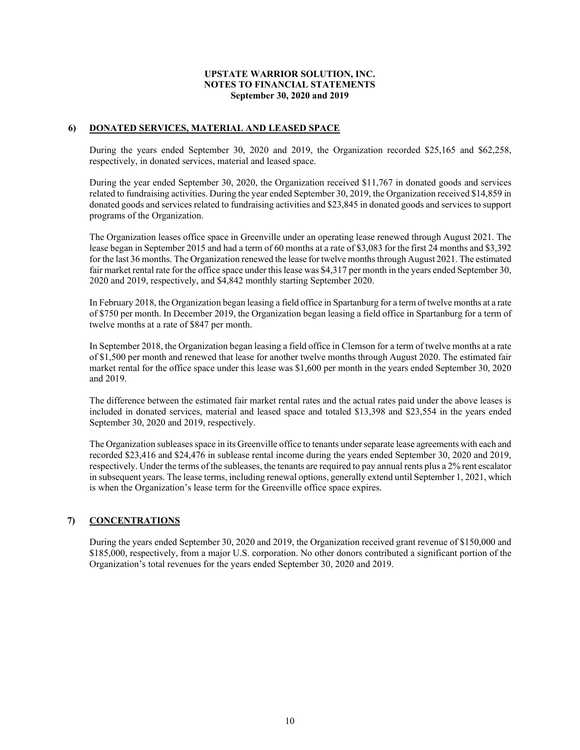**UPSTATE WARRIOR SOLUTION, INC.**
**NOTES TO FINANCIAL STATEMENTS**
**September 30, 2020 and 2019**

## 6) DONATED SERVICES, MATERIAL AND LEASED SPACE

During the years ended September 30, 2020 and 2019, the Organization recorded $25,165 and $62,258, respectively, in donated services, material and leased space.

During the year ended September 30, 2020, the Organization received $11,767 in donated goods and services related to fundraising activities. During the year ended September 30, 2019, the Organization received $14,859 in donated goods and services related to fundraising activities and $23,845 in donated goods and services to support programs of the Organization.

The Organization leases office space in Greenville under an operating lease renewed through August 2021. The lease began in September 2015 and had a term of 60 months at a rate of $3,083 for the first 24 months and $3,392 for the last 36 months. The Organization renewed the lease for twelve months through August 2021. The estimated fair market rental rate for the office space under this lease was $4,317 per month in the years ended September 30, 2020 and 2019, respectively, and $4,842 monthly starting September 2020.

In February 2018, the Organization began leasing a field office in Spartanburg for a term of twelve months at a rate of $750 per month. In December 2019, the Organization began leasing a field office in Spartanburg for a term of twelve months at a rate of $847 per month.

In September 2018, the Organization began leasing a field office in Clemson for a term of twelve months at a rate of $1,500 per month and renewed that lease for another twelve months through August 2020. The estimated fair market rental for the office space under this lease was $1,600 per month in the years ended September 30, 2020 and 2019.

The difference between the estimated fair market rental rates and the actual rates paid under the above leases is included in donated services, material and leased space and totaled $13,398 and $23,554 in the years ended September 30, 2020 and 2019, respectively.

The Organization subleases space in its Greenville office to tenants under separate lease agreements with each and recorded $23,416 and $24,476 in sublease rental income during the years ended September 30, 2020 and 2019, respectively. Under the terms of the subleases, the tenants are required to pay annual rents plus a 2% rent escalator in subsequent years. The lease terms, including renewal options, generally extend until September 1, 2021, which is when the Organization's lease term for the Greenville office space expires.

## 7) CONCENTRATIONS

During the years ended September 30, 2020 and 2019, the Organization received grant revenue of $150,000 and $185,000, respectively, from a major U.S. corporation. No other donors contributed a significant portion of the Organization's total revenues for the years ended September 30, 2020 and 2019.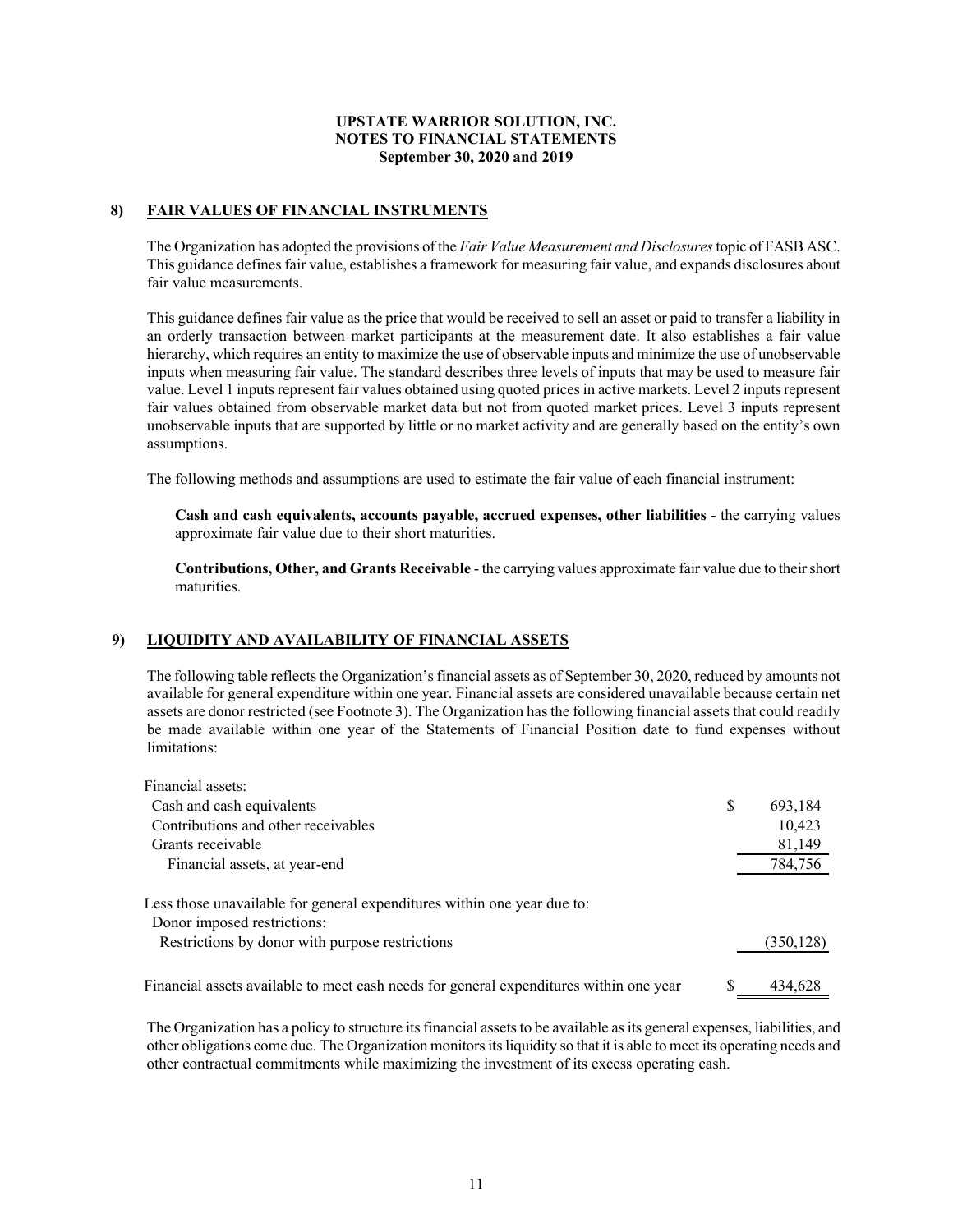**UPSTATE WARRIOR SOLUTION, INC.**
**NOTES TO FINANCIAL STATEMENTS**
**September 30, 2020 and 2019**

## 8) FAIR VALUES OF FINANCIAL INSTRUMENTS

The Organization has adopted the provisions of the *Fair Value Measurement and Disclosures* topic of FASB ASC. This guidance defines fair value, establishes a framework for measuring fair value, and expands disclosures about fair value measurements.

This guidance defines fair value as the price that would be received to sell an asset or paid to transfer a liability in an orderly transaction between market participants at the measurement date. It also establishes a fair value hierarchy, which requires an entity to maximize the use of observable inputs and minimize the use of unobservable inputs when measuring fair value. The standard describes three levels of inputs that may be used to measure fair value. Level 1 inputs represent fair values obtained using quoted prices in active markets. Level 2 inputs represent fair values obtained from observable market data but not from quoted market prices. Level 3 inputs represent unobservable inputs that are supported by little or no market activity and are generally based on the entity's own assumptions.

The following methods and assumptions are used to estimate the fair value of each financial instrument:

**Cash and cash equivalents, accounts payable, accrued expenses, other liabilities** - the carrying values approximate fair value due to their short maturities.

**Contributions, Other, and Grants Receivable** - the carrying values approximate fair value due to their short maturities.

## 9) LIQUIDITY AND AVAILABILITY OF FINANCIAL ASSETS

The following table reflects the Organization's financial assets as of September 30, 2020, reduced by amounts not available for general expenditure within one year. Financial assets are considered unavailable because certain net assets are donor restricted (see Footnote 3). The Organization has the following financial assets that could readily be made available within one year of the Statements of Financial Position date to fund expenses without limitations:

| | |
|---|---|
| Financial assets: | |
| Cash and cash equivalents | $ 693,184 |
| Contributions and other receivables | 10,423 |
| Grants receivable | 81,149 |
| Financial assets, at year-end | 784,756 |
| Less those unavailable for general expenditures within one year due to: | |
| Donor imposed restrictions: | |
| Restrictions by donor with purpose restrictions | (350,128) |
| Financial assets available to meet cash needs for general expenditures within one year | $ 434,628 |

The Organization has a policy to structure its financial assets to be available as its general expenses, liabilities, and other obligations come due. The Organization monitors its liquidity so that it is able to meet its operating needs and other contractual commitments while maximizing the investment of its excess operating cash.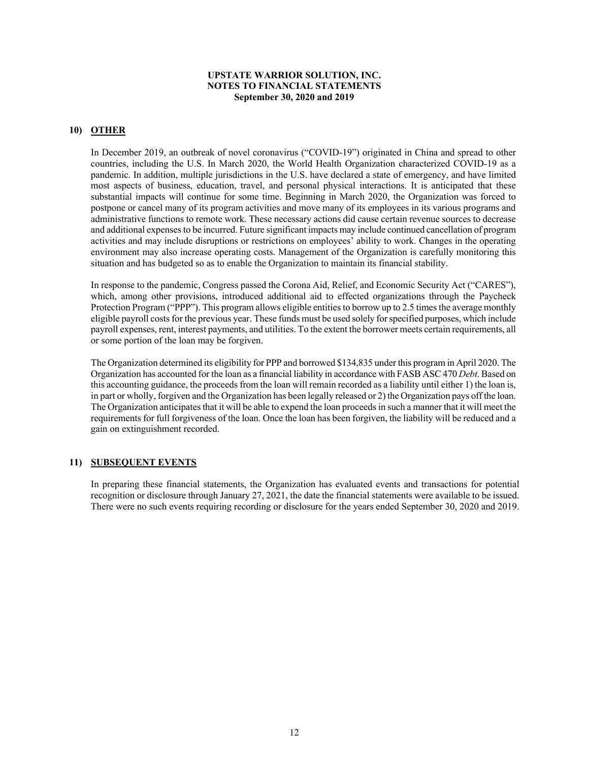## 10) OTHER

In December 2019, an outbreak of novel coronavirus ("COVID-19") originated in China and spread to other countries, including the U.S. In March 2020, the World Health Organization characterized COVID-19 as a pandemic. In addition, multiple jurisdictions in the U.S. have declared a state of emergency, and have limited most aspects of business, education, travel, and personal physical interactions. It is anticipated that these substantial impacts will continue for some time. Beginning in March 2020, the Organization was forced to postpone or cancel many of its program activities and move many of its employees in its various programs and administrative functions to remote work. These necessary actions did cause certain revenue sources to decrease and additional expenses to be incurred. Future significant impacts may include continued cancellation of program activities and may include disruptions or restrictions on employees' ability to work. Changes in the operating environment may also increase operating costs. Management of the Organization is carefully monitoring this situation and has budgeted so as to enable the Organization to maintain its financial stability.

In response to the pandemic, Congress passed the Corona Aid, Relief, and Economic Security Act ("CARES"), which, among other provisions, introduced additional aid to effected organizations through the Paycheck Protection Program ("PPP"). This program allows eligible entities to borrow up to 2.5 times the average monthly eligible payroll costs for the previous year. These funds must be used solely for specified purposes, which include payroll expenses, rent, interest payments, and utilities. To the extent the borrower meets certain requirements, all or some portion of the loan may be forgiven.

The Organization determined its eligibility for PPP and borrowed $134,835 under this program in April 2020. The Organization has accounted for the loan as a financial liability in accordance with FASB ASC 470 *Debt*. Based on this accounting guidance, the proceeds from the loan will remain recorded as a liability until either 1) the loan is, in part or wholly, forgiven and the Organization has been legally released or 2) the Organization pays off the loan. The Organization anticipates that it will be able to expend the loan proceeds in such a manner that it will meet the requirements for full forgiveness of the loan. Once the loan has been forgiven, the liability will be reduced and a gain on extinguishment recorded.

## 11) SUBSEQUENT EVENTS

In preparing these financial statements, the Organization has evaluated events and transactions for potential recognition or disclosure through January 27, 2021, the date the financial statements were available to be issued. There were no such events requiring recording or disclosure for the years ended September 30, 2020 and 2019.